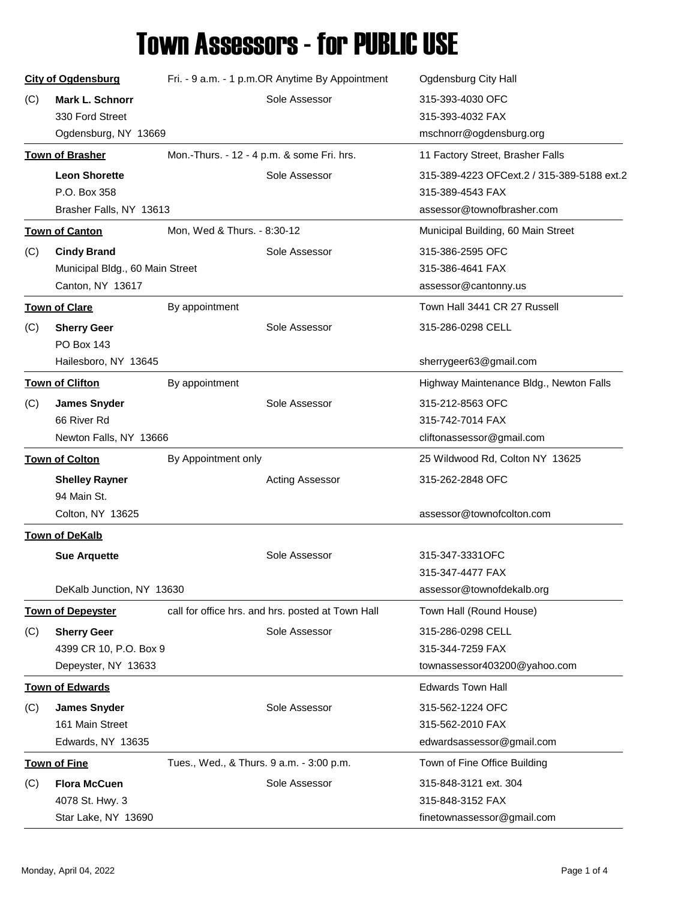# Town Assessors - for PUBLIC USE

**City of Ogdensburg** — Fri. - 9 a.m. - 1 p.m.OR Anytime By Appointment — Ogdensburg City Hall

(C) **Mark L. Schnorr** — Sole Assessor
330 Ford Street
Ogdensburg, NY 13669
315-393-4030 OFC
315-393-4032 FAX
mschnorr@ogdensburg.org

---

**Town of Brasher** — Mon.-Thurs. - 12 - 4 p.m. & some Fri. hrs. — 11 Factory Street, Brasher Falls

**Leon Shorette** — Sole Assessor
P.O. Box 358
Brasher Falls, NY 13613
315-389-4223 OFCext.2 / 315-389-5188 ext.2
315-389-4543 FAX
assessor@townofbrasher.com

---

**Town of Canton** — Mon, Wed & Thurs. - 8:30-12 — Municipal Building, 60 Main Street

(C) **Cindy Brand** — Sole Assessor
Municipal Bldg., 60 Main Street
Canton, NY 13617
315-386-2595 OFC
315-386-4641 FAX
assessor@cantonny.us

---

**Town of Clare** — By appointment — Town Hall 3441 CR 27 Russell

(C) **Sherry Geer** — Sole Assessor
PO Box 143
Hailesboro, NY 13645
315-286-0298 CELL
sherrygeer63@gmail.com

---

**Town of Clifton** — By appointment — Highway Maintenance Bldg., Newton Falls

(C) **James Snyder** — Sole Assessor
66 River Rd
Newton Falls, NY 13666
315-212-8563 OFC
315-742-7014 FAX
cliftonassessor@gmail.com

---

**Town of Colton** — By Appointment only — 25 Wildwood Rd, Colton NY 13625

**Shelley Rayner** — Acting Assessor
94 Main St.
Colton, NY 13625
315-262-2848 OFC
assessor@townofcolton.com

---

**Town of DeKalb**

**Sue Arquette** — Sole Assessor
DeKalb Junction, NY 13630
315-347-3331OFC
315-347-4477 FAX
assessor@townofdekalb.org

---

**Town of Depeyster** — call for office hrs. and hrs. posted at Town Hall — Town Hall (Round House)

(C) **Sherry Geer** — Sole Assessor
4399 CR 10, P.O. Box 9
Depeyster, NY 13633
315-286-0298 CELL
315-344-7259 FAX
townassessor403200@yahoo.com

---

**Town of Edwards** — Edwards Town Hall

(C) **James Snyder** — Sole Assessor
161 Main Street
Edwards, NY 13635
315-562-1224 OFC
315-562-2010 FAX
edwardsassessor@gmail.com

---

**Town of Fine** — Tues., Wed., & Thurs. 9 a.m. - 3:00 p.m. — Town of Fine Office Building

(C) **Flora McCuen** — Sole Assessor
4078 St. Hwy. 3
Star Lake, NY 13690
315-848-3121 ext. 304
315-848-3152 FAX
finetownassessor@gmail.com

---

Monday, April 04, 2022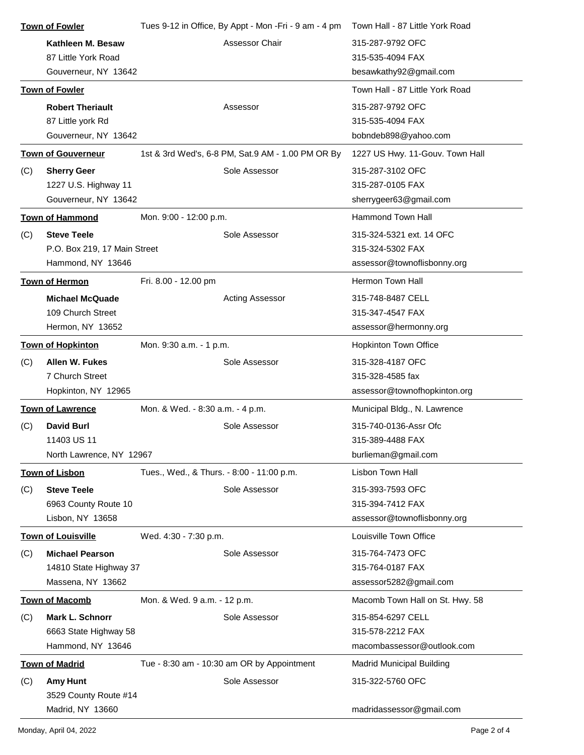**Town of Fowler** | Tues 9-12 in Office, By Appt - Mon -Fri - 9 am - 4 pm | Town Hall - 87 Little York Road

**Kathleen M. Besaw** — Assessor Chair
87 Little York Road
Gouverneur, NY 13642
315-287-9792 OFC
315-535-4094 FAX
besawkathy92@gmail.com

---

**Town of Fowler** | Town Hall - 87 Little York Road

**Robert Theriault** — Assessor
87 Little york Rd
Gouverneur, NY 13642
315-287-9792 OFC
315-535-4094 FAX
bobndeb898@yahoo.com

---

**Town of Gouverneur** | 1st & 3rd Wed's, 6-8 PM, Sat.9 AM - 1.00 PM OR By | 1227 US Hwy. 11-Gouv. Town Hall

(C) **Sherry Geer** — Sole Assessor
1227 U.S. Highway 11
Gouverneur, NY 13642
315-287-3102 OFC
315-287-0105 FAX
sherrygeer63@gmail.com

---

**Town of Hammond** | Mon. 9:00 - 12:00 p.m. | Hammond Town Hall

(C) **Steve Teele** — Sole Assessor
P.O. Box 219, 17 Main Street
Hammond, NY 13646
315-324-5321 ext. 14 OFC
315-324-5302 FAX
assessor@townoflisbonny.org

---

**Town of Hermon** | Fri. 8.00 - 12.00 pm | Hermon Town Hall

**Michael McQuade** — Acting Assessor
109 Church Street
Hermon, NY 13652
315-748-8487 CELL
315-347-4547 FAX
assessor@hermonny.org

---

**Town of Hopkinton** | Mon. 9:30 a.m. - 1 p.m. | Hopkinton Town Office

(C) **Allen W. Fukes** — Sole Assessor
7 Church Street
Hopkinton, NY 12965
315-328-4187 OFC
315-328-4585 fax
assessor@townofhopkinton.org

---

**Town of Lawrence** | Mon. & Wed. - 8:30 a.m. - 4 p.m. | Municipal Bldg., N. Lawrence

(C) **David Burl** — Sole Assessor
11403 US 11
North Lawrence, NY 12967
315-740-0136-Assr Ofc
315-389-4488 FAX
burlieman@gmail.com

---

**Town of Lisbon** | Tues., Wed., & Thurs. - 8:00 - 11:00 p.m. | Lisbon Town Hall

(C) **Steve Teele** — Sole Assessor
6963 County Route 10
Lisbon, NY 13658
315-393-7593 OFC
315-394-7412 FAX
assessor@townoflisbonny.org

---

**Town of Louisville** | Wed. 4:30 - 7:30 p.m. | Louisville Town Office

(C) **Michael Pearson** — Sole Assessor
14810 State Highway 37
Massena, NY 13662
315-764-7473 OFC
315-764-0187 FAX
assessor5282@gmail.com

---

**Town of Macomb** | Mon. & Wed. 9 a.m. - 12 p.m. | Macomb Town Hall on St. Hwy. 58

(C) **Mark L. Schnorr** — Sole Assessor
6663 State Highway 58
Hammond, NY 13646
315-854-6297 CELL
315-578-2212 FAX
macombassessor@outlook.com

---

**Town of Madrid** | Tue - 8:30 am - 10:30 am OR by Appointment | Madrid Municipal Building

(C) **Amy Hunt** — Sole Assessor
3529 County Route #14
Madrid, NY 13660
315-322-5760 OFC
madridassessor@gmail.com

Monday, April 04, 2022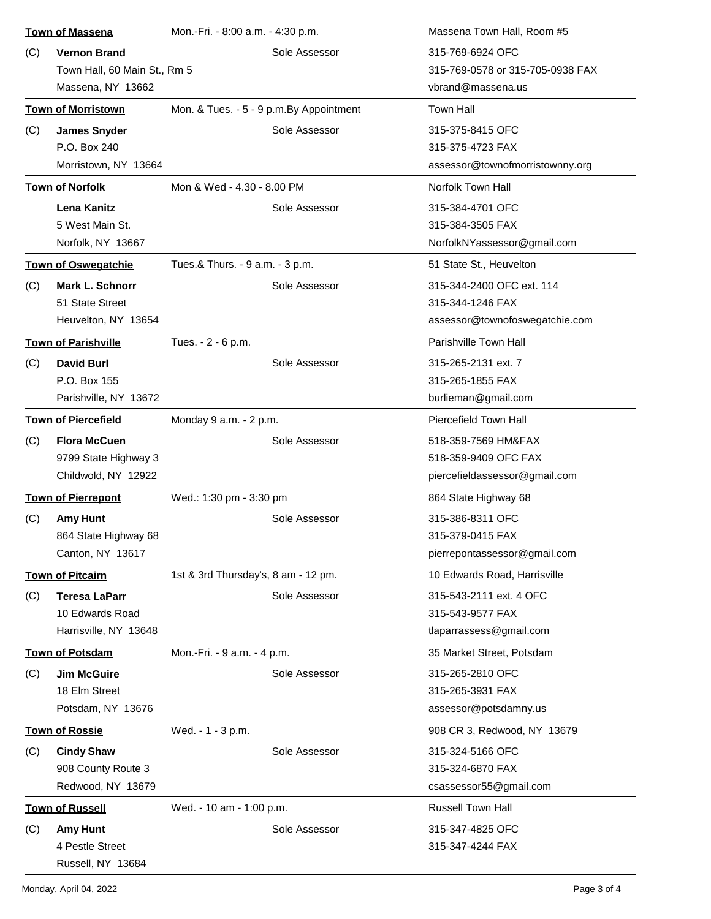**Town of Massena** — Mon.-Fri. - 8:00 a.m. - 4:30 p.m. — Massena Town Hall, Room #5

(C) **Vernon Brand** — Sole Assessor
Town Hall, 60 Main St., Rm 5
Massena, NY 13662
315-769-6924 OFC
315-769-0578 or 315-705-0938 FAX
vbrand@massena.us

---

**Town of Morristown** — Mon. & Tues. - 5 - 9 p.m.By Appointment — Town Hall

(C) **James Snyder** — Sole Assessor
P.O. Box 240
Morristown, NY 13664
315-375-8415 OFC
315-375-4723 FAX
assessor@townofmorristownny.org

---

**Town of Norfolk** — Mon & Wed - 4.30 - 8.00 PM — Norfolk Town Hall

**Lena Kanitz** — Sole Assessor
5 West Main St.
Norfolk, NY 13667
315-384-4701 OFC
315-384-3505 FAX
NorfolkNYassessor@gmail.com

---

**Town of Oswegatchie** — Tues.& Thurs. - 9 a.m. - 3 p.m. — 51 State St., Heuvelton

(C) **Mark L. Schnorr** — Sole Assessor
51 State Street
Heuvelton, NY 13654
315-344-2400 OFC ext. 114
315-344-1246 FAX
assessor@townofoswegatchie.com

---

**Town of Parishville** — Tues. - 2 - 6 p.m. — Parishville Town Hall

(C) **David Burl** — Sole Assessor
P.O. Box 155
Parishville, NY 13672
315-265-2131 ext. 7
315-265-1855 FAX
burlieman@gmail.com

---

**Town of Piercefield** — Monday 9 a.m. - 2 p.m. — Piercefield Town Hall

(C) **Flora McCuen** — Sole Assessor
9799 State Highway 3
Childwold, NY 12922
518-359-7569 HM&FAX
518-359-9409 OFC FAX
piercefieldassessor@gmail.com

---

**Town of Pierrepont** — Wed.: 1:30 pm - 3:30 pm — 864 State Highway 68

(C) **Amy Hunt** — Sole Assessor
864 State Highway 68
Canton, NY 13617
315-386-8311 OFC
315-379-0415 FAX
pierrepontassessor@gmail.com

---

**Town of Pitcairn** — 1st & 3rd Thursday's, 8 am - 12 pm. — 10 Edwards Road, Harrisville

(C) **Teresa LaParr** — Sole Assessor
10 Edwards Road
Harrisville, NY 13648
315-543-2111 ext. 4 OFC
315-543-9577 FAX
tlaparrassess@gmail.com

---

**Town of Potsdam** — Mon.-Fri. - 9 a.m. - 4 p.m. — 35 Market Street, Potsdam

(C) **Jim McGuire** — Sole Assessor
18 Elm Street
Potsdam, NY 13676
315-265-2810 OFC
315-265-3931 FAX
assessor@potsdamny.us

---

**Town of Rossie** — Wed. - 1 - 3 p.m. — 908 CR 3, Redwood, NY 13679

(C) **Cindy Shaw** — Sole Assessor
908 County Route 3
Redwood, NY 13679
315-324-5166 OFC
315-324-6870 FAX
csassessor55@gmail.com

---

**Town of Russell** — Wed. - 10 am - 1:00 p.m. — Russell Town Hall

(C) **Amy Hunt** — Sole Assessor
4 Pestle Street
Russell, NY 13684
315-347-4825 OFC
315-347-4244 FAX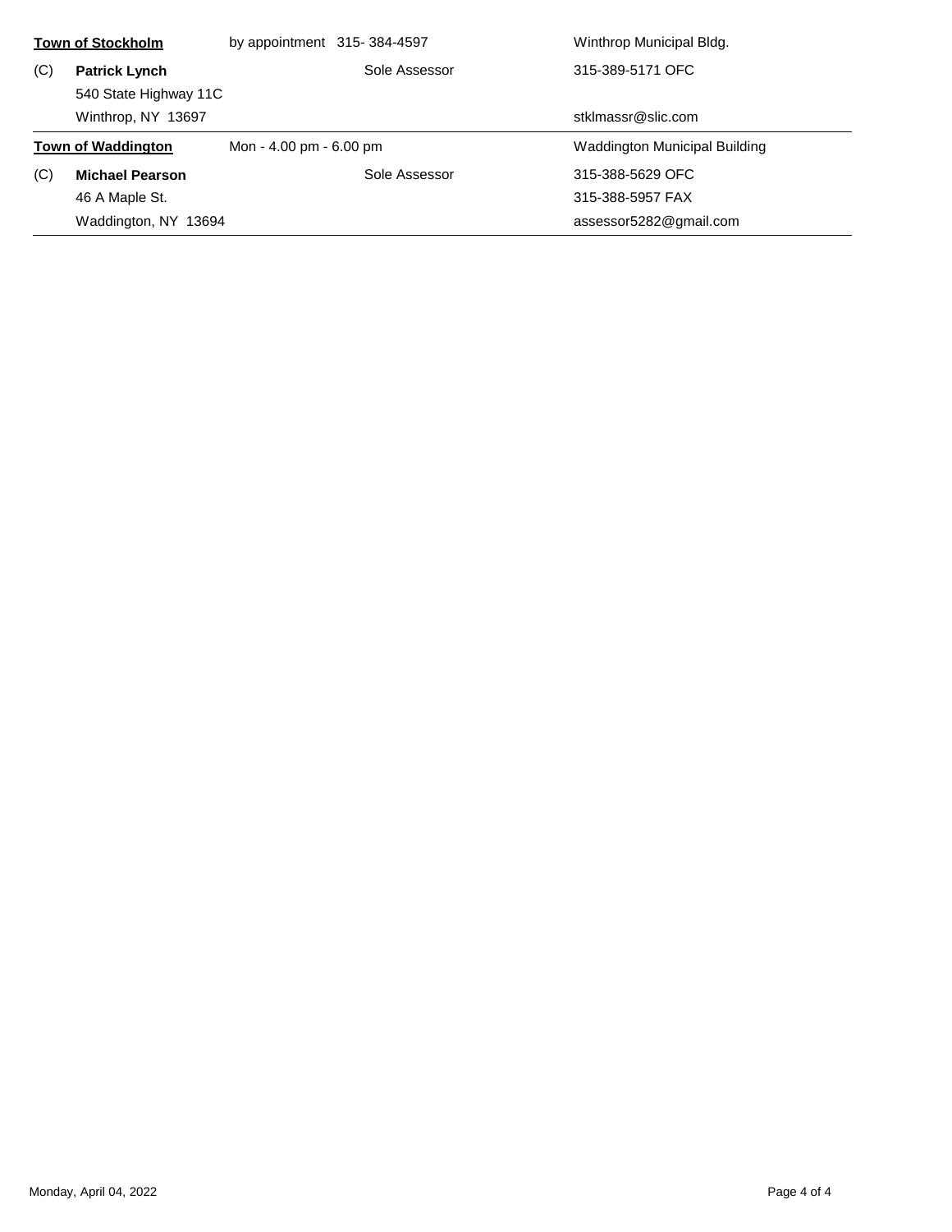| | | | |
|---|---|---|---|
| **Town of Stockholm** | by appointment 315- 384-4597 | | Winthrop Municipal Bldg. |
| (C) | **Patrick Lynch** | Sole Assessor | 315-389-5171 OFC |
| | 540 State Highway 11C | | |
| | Winthrop, NY 13697 | | stklmassr@slic.com |
| **Town of Waddington** | Mon - 4.00 pm - 6.00 pm | | Waddington Municipal Building |
| (C) | **Michael Pearson** | Sole Assessor | 315-388-5629 OFC |
| | 46 A Maple St. | | 315-388-5957 FAX |
| | Waddington, NY 13694 | | assessor5282@gmail.com |

Monday, April 04, 2022